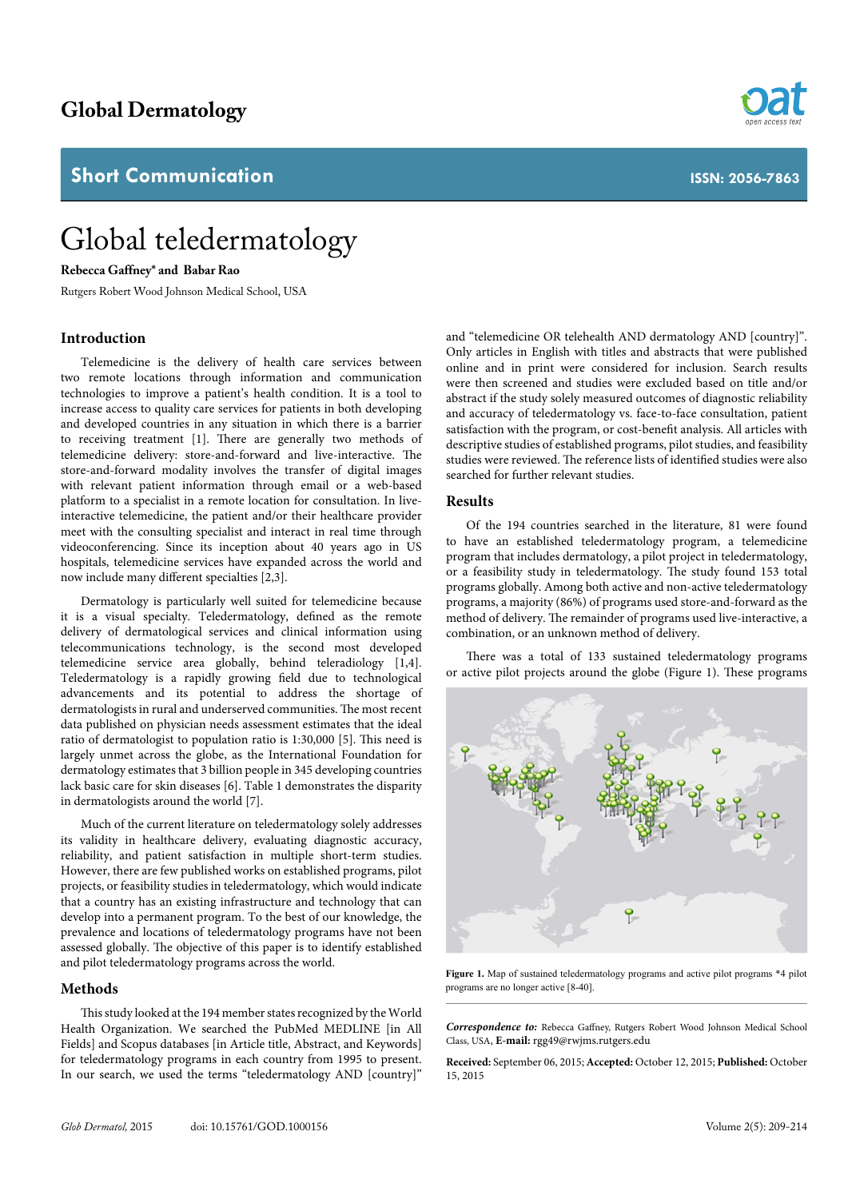# Global Dermatology

## Short Communication

ISSN: 2056-7863

# Global teledermatology

**Rebecca Gaffney\* and Babar Rao**

Rutgers Robert Wood Johnson Medical School, USA

## Introduction

Telemedicine is the delivery of health care services between two remote locations through information and communication technologies to improve a patient's health condition. It is a tool to increase access to quality care services for patients in both developing and developed countries in any situation in which there is a barrier to receiving treatment [1]. There are generally two methods of telemedicine delivery: store-and-forward and live-interactive. The store-and-forward modality involves the transfer of digital images with relevant patient information through email or a web-based platform to a specialist in a remote location for consultation. In live-interactive telemedicine, the patient and/or their healthcare provider meet with the consulting specialist and interact in real time through videoconferencing. Since its inception about 40 years ago in US hospitals, telemedicine services have expanded across the world and now include many different specialties [2,3].

Dermatology is particularly well suited for telemedicine because it is a visual specialty. Teledermatology, defined as the remote delivery of dermatological services and clinical information using telecommunications technology, is the second most developed telemedicine service area globally, behind teleradiology [1,4]. Teledermatology is a rapidly growing field due to technological advancements and its potential to address the shortage of dermatologists in rural and underserved communities. The most recent data published on physician needs assessment estimates that the ideal ratio of dermatologist to population ratio is 1:30,000 [5]. This need is largely unmet across the globe, as the International Foundation for dermatology estimates that 3 billion people in 345 developing countries lack basic care for skin diseases [6]. Table 1 demonstrates the disparity in dermatologists around the world [7].

Much of the current literature on teledermatology solely addresses its validity in healthcare delivery, evaluating diagnostic accuracy, reliability, and patient satisfaction in multiple short-term studies. However, there are few published works on established programs, pilot projects, or feasibility studies in teledermatology, which would indicate that a country has an existing infrastructure and technology that can develop into a permanent program. To the best of our knowledge, the prevalence and locations of teledermatology programs have not been assessed globally. The objective of this paper is to identify established and pilot teledermatology programs across the world.

## Methods

This study looked at the 194 member states recognized by the World Health Organization. We searched the PubMed MEDLINE [in All Fields] and Scopus databases [in Article title, Abstract, and Keywords] for teledermatology programs in each country from 1995 to present. In our search, we used the terms "teledermatology AND [country]" and "telemedicine OR telehealth AND dermatology AND [country]". Only articles in English with titles and abstracts that were published online and in print were considered for inclusion. Search results were then screened and studies were excluded based on title and/or abstract if the study solely measured outcomes of diagnostic reliability and accuracy of teledermatology vs. face-to-face consultation, patient satisfaction with the program, or cost-benefit analysis. All articles with descriptive studies of established programs, pilot studies, and feasibility studies were reviewed. The reference lists of identified studies were also searched for further relevant studies.

## Results

Of the 194 countries searched in the literature, 81 were found to have an established teledermatology program, a telemedicine program that includes dermatology, a pilot project in teledermatology, or a feasibility study in teledermatology. The study found 153 total programs globally. Among both active and non-active teledermatology programs, a majority (86%) of programs used store-and-forward as the method of delivery. The remainder of programs used live-interactive, a combination, or an unknown method of delivery.

There was a total of 133 sustained teledermatology programs or active pilot projects around the globe (Figure 1). These programs

**Figure 1.** Map of sustained teledermatology programs and active pilot programs \*4 pilot programs are no longer active [8-40].

***Correspondence to:*** Rebecca Gaffney, Rutgers Robert Wood Johnson Medical School Class, USA, **E-mail:** rgg49@rwjms.rutgers.edu

**Received:** September 06, 2015; **Accepted:** October 12, 2015; **Published:** October 15, 2015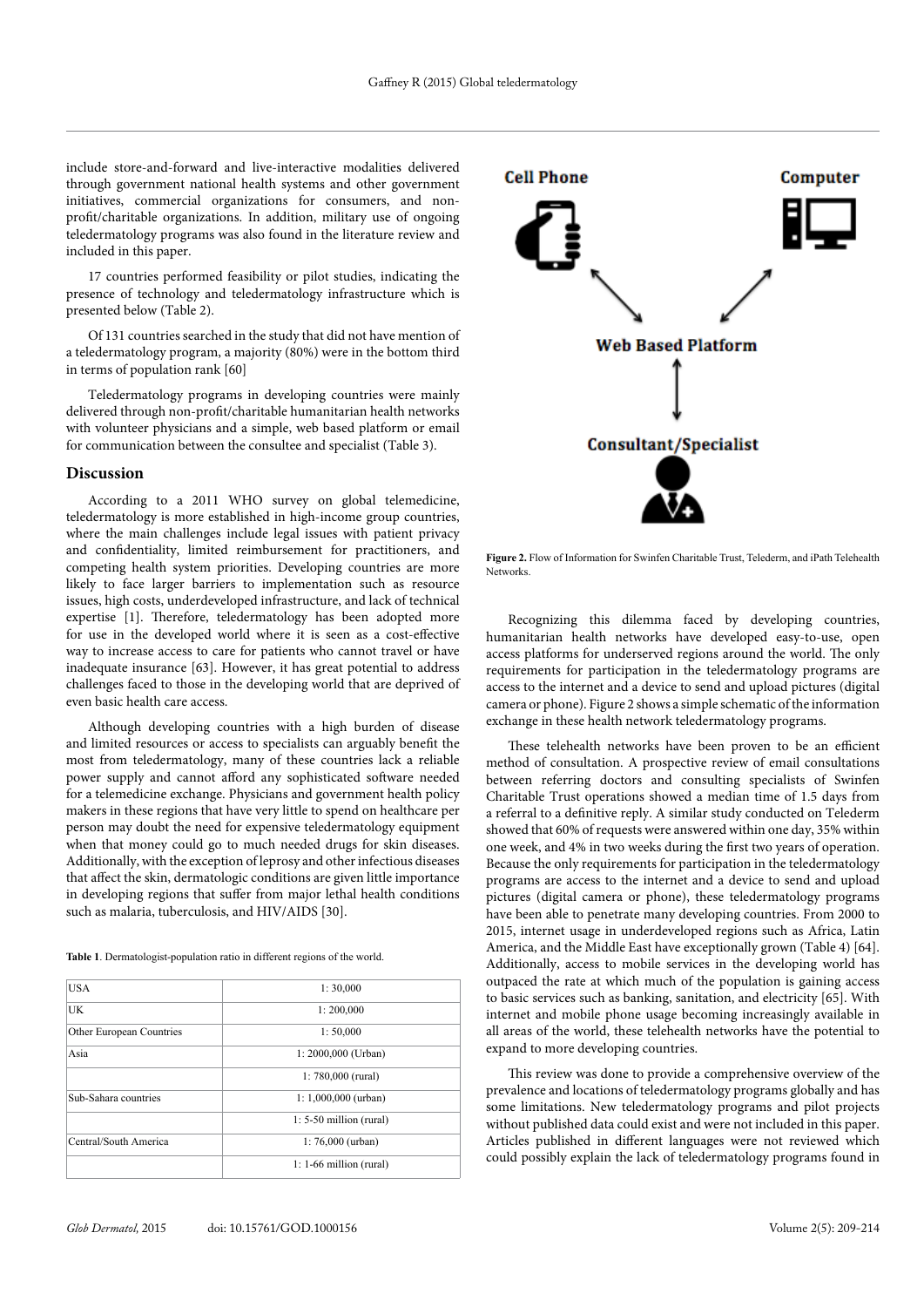include store-and-forward and live-interactive modalities delivered through government national health systems and other government initiatives, commercial organizations for consumers, and non-profit/charitable organizations. In addition, military use of ongoing teledermatology programs was also found in the literature review and included in this paper.

17 countries performed feasibility or pilot studies, indicating the presence of technology and teledermatology infrastructure which is presented below (Table 2).

Of 131 countries searched in the study that did not have mention of a teledermatology program, a majority (80%) were in the bottom third in terms of population rank [60]

Teledermatology programs in developing countries were mainly delivered through non-profit/charitable humanitarian health networks with volunteer physicians and a simple, web based platform or email for communication between the consultee and specialist (Table 3).

## Discussion

According to a 2011 WHO survey on global telemedicine, teledermatology is more established in high-income group countries, where the main challenges include legal issues with patient privacy and confidentiality, limited reimbursement for practitioners, and competing health system priorities. Developing countries are more likely to face larger barriers to implementation such as resource issues, high costs, underdeveloped infrastructure, and lack of technical expertise [1]. Therefore, teledermatology has been adopted more for use in the developed world where it is seen as a cost-effective way to increase access to care for patients who cannot travel or have inadequate insurance [63]. However, it has great potential to address challenges faced to those in the developing world that are deprived of even basic health care access.

Although developing countries with a high burden of disease and limited resources or access to specialists can arguably benefit the most from teledermatology, many of these countries lack a reliable power supply and cannot afford any sophisticated software needed for a telemedicine exchange. Physicians and government health policy makers in these regions that have very little to spend on healthcare per person may doubt the need for expensive teledermatology equipment when that money could go to much needed drugs for skin diseases. Additionally, with the exception of leprosy and other infectious diseases that affect the skin, dermatologic conditions are given little importance in developing regions that suffer from major lethal health conditions such as malaria, tuberculosis, and HIV/AIDS [30].

**Table 1**. Dermatologist-population ratio in different regions of the world.

| | |
|---|---|
| USA | 1: 30,000 |
| UK | 1: 200,000 |
| Other European Countries | 1: 50,000 |
| Asia | 1: 2000,000 (Urban) |
| | 1: 780,000 (rural) |
| Sub-Sahara countries | 1: 1,000,000 (urban) |
| | 1: 5-50 million (rural) |
| Central/South America | 1: 76,000 (urban) |
| | 1: 1-66 million (rural) |

Cell Phone → Web Based Platform ← Computer; Web Based Platform ↔ Consultant/Specialist

**Figure 2.** Flow of Information for Swinfen Charitable Trust, Telederm, and iPath Telehealth Networks.

Recognizing this dilemma faced by developing countries, humanitarian health networks have developed easy-to-use, open access platforms for underserved regions around the world. The only requirements for participation in the teledermatology programs are access to the internet and a device to send and upload pictures (digital camera or phone). Figure 2 shows a simple schematic of the information exchange in these health network teledermatology programs.

These telehealth networks have been proven to be an efficient method of consultation. A prospective review of email consultations between referring doctors and consulting specialists of Swinfen Charitable Trust operations showed a median time of 1.5 days from a referral to a definitive reply. A similar study conducted on Telederm showed that 60% of requests were answered within one day, 35% within one week, and 4% in two weeks during the first two years of operation. Because the only requirements for participation in the teledermatology programs are access to the internet and a device to send and upload pictures (digital camera or phone), these teledermatology programs have been able to penetrate many developing countries. From 2000 to 2015, internet usage in underdeveloped regions such as Africa, Latin America, and the Middle East have exceptionally grown (Table 4) [64]. Additionally, access to mobile services in the developing world has outpaced the rate at which much of the population is gaining access to basic services such as banking, sanitation, and electricity [65]. With internet and mobile phone usage becoming increasingly available in all areas of the world, these telehealth networks have the potential to expand to more developing countries.

This review was done to provide a comprehensive overview of the prevalence and locations of teledermatology programs globally and has some limitations. New teledermatology programs and pilot projects without published data could exist and were not included in this paper. Articles published in different languages were not reviewed which could possibly explain the lack of teledermatology programs found in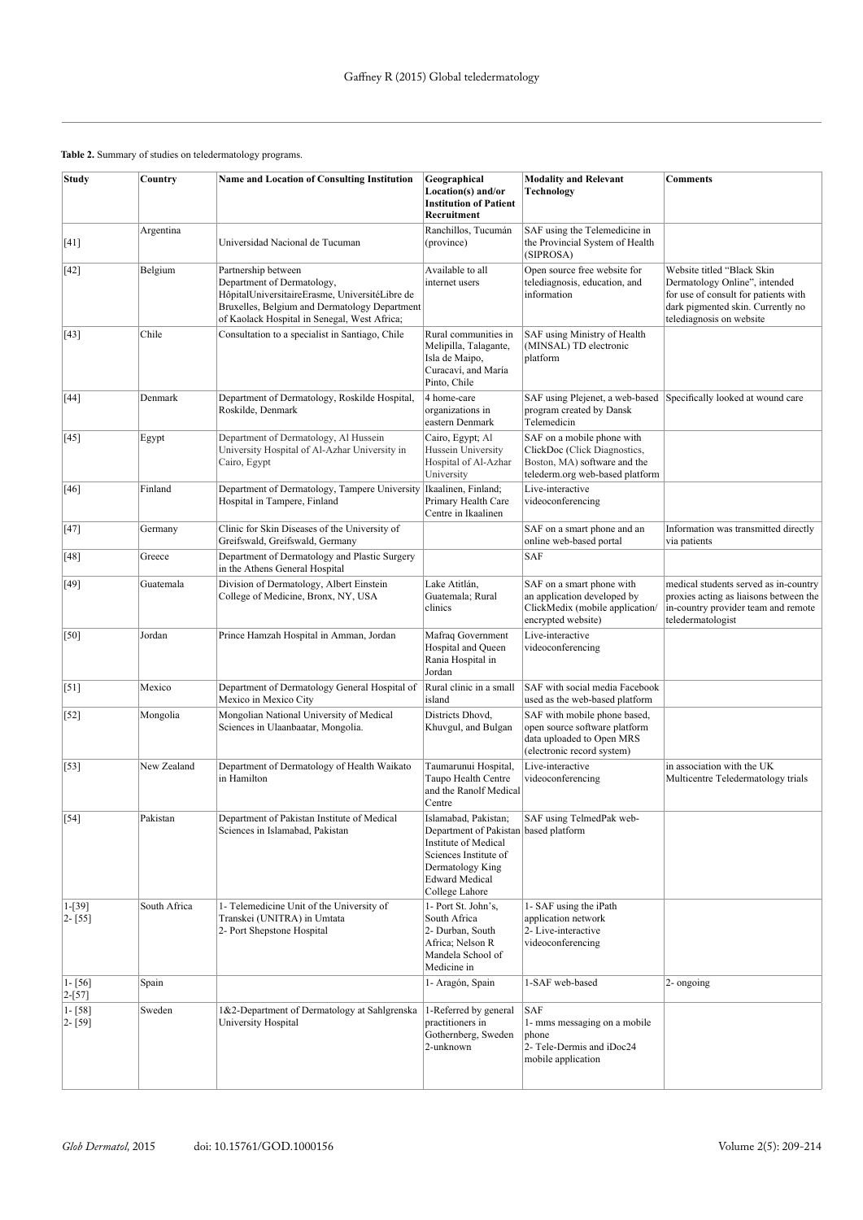**Table 2.** Summary of studies on teledermatology programs.

| Study | Country | Name and Location of Consulting Institution | Geographical Location(s) and/or Institution of Patient Recruitment | Modality and Relevant Technology | Comments |
|---|---|---|---|---|---|
| [41] | Argentina | Universidad Nacional de Tucuman | Ranchillos, Tucumán (province) | SAF using the Telemedicine in the Provincial System of Health (SIPROSA) | |
| [42] | Belgium | Partnership between Department of Dermatology, HôpitalUniversitaireErasme, UniversitéLibre de Bruxelles, Belgium and Dermatology Department of Kaolack Hospital in Senegal, West Africa; | Available to all internet users | Open source free website for telediagnosis, education, and information | Website titled "Black Skin Dermatology Online", intended for use of consult for patients with dark pigmented skin. Currently no telediagnosis on website |
| [43] | Chile | Consultation to a specialist in Santiago, Chile | Rural communities in Melipilla, Talagante, Isla de Maipo, Curacaví, and María Pinto, Chile | SAF using Ministry of Health (MINSAL) TD electronic platform | |
| [44] | Denmark | Department of Dermatology, Roskilde Hospital, Roskilde, Denmark | 4 home-care organizations in eastern Denmark | SAF using Plejenet, a web-based program created by Dansk Telemedicin | Specifically looked at wound care |
| [45] | Egypt | Department of Dermatology, Al Hussein University Hospital of Al-Azhar University in Cairo, Egypt | Cairo, Egypt; Al Hussein University Hospital of Al-Azhar University | SAF on a mobile phone with ClickDoc (Click Diagnostics, Boston, MA) software and the telederm.org web-based platform | |
| [46] | Finland | Department of Dermatology, Tampere University Hospital in Tampere, Finland | Ikaalinen, Finland; Primary Health Care Centre in Ikaalinen | Live-interactive videoconferencing | |
| [47] | Germany | Clinic for Skin Diseases of the University of Greifswald, Greifswald, Germany | | SAF on a smart phone and an online web-based portal | Information was transmitted directly via patients |
| [48] | Greece | Department of Dermatology and Plastic Surgery in the Athens General Hospital | | SAF | |
| [49] | Guatemala | Division of Dermatology, Albert Einstein College of Medicine, Bronx, NY, USA | Lake Atitlán, Guatemala; Rural clinics | SAF on a smart phone with an application developed by ClickMedix (mobile application/ encrypted website) | medical students served as in-country proxies acting as liaisons between the in-country provider team and remote teledermatologist |
| [50] | Jordan | Prince Hamzah Hospital in Amman, Jordan | Mafraq Government Hospital and Queen Rania Hospital in Jordan | Live-interactive videoconferencing | |
| [51] | Mexico | Department of Dermatology General Hospital of Mexico in Mexico City | Rural clinic in a small island | SAF with social media Facebook used as the web-based platform | |
| [52] | Mongolia | Mongolian National University of Medical Sciences in Ulaanbaatar, Mongolia. | Districts Dhovd, Khuvgul, and Bulgan | SAF with mobile phone based, open source software platform data uploaded to Open MRS (electronic record system) | |
| [53] | New Zealand | Department of Dermatology of Health Waikato in Hamilton | Taumarunui Hospital, Taupo Health Centre and the Ranolf Medical Centre | Live-interactive videoconferencing | in association with the UK Multicentre Teledermatology trials |
| [54] | Pakistan | Department of Pakistan Institute of Medical Sciences in Islamabad, Pakistan | Islamabad, Pakistan; Department of Pakistan Institute of Medical Sciences Institute of Dermatology King Edward Medical College Lahore | SAF using TelmedPak web-based platform | |
| 1-[39]<br>2- [55] | South Africa | 1- Telemedicine Unit of the University of Transkei (UNITRA) in Umtata<br>2- Port Shepstone Hospital | 1- Port St. John's, South Africa<br>2- Durban, South Africa; Nelson R Mandela School of Medicine in | 1- SAF using the iPath application network<br>2- Live-interactive videoconferencing | |
| 1- [56]<br>2-[57] | Spain | | 1- Aragón, Spain | 1-SAF web-based | 2- ongoing |
| 1- [58]<br>2- [59] | Sweden | 1&2-Department of Dermatology at Sahlgrenska University Hospital | 1-Referred by general practitioners in Gothernberg, Sweden<br>2-unknown | SAF<br>1- mms messaging on a mobile phone<br>2- Tele-Dermis and iDoc24 mobile application | |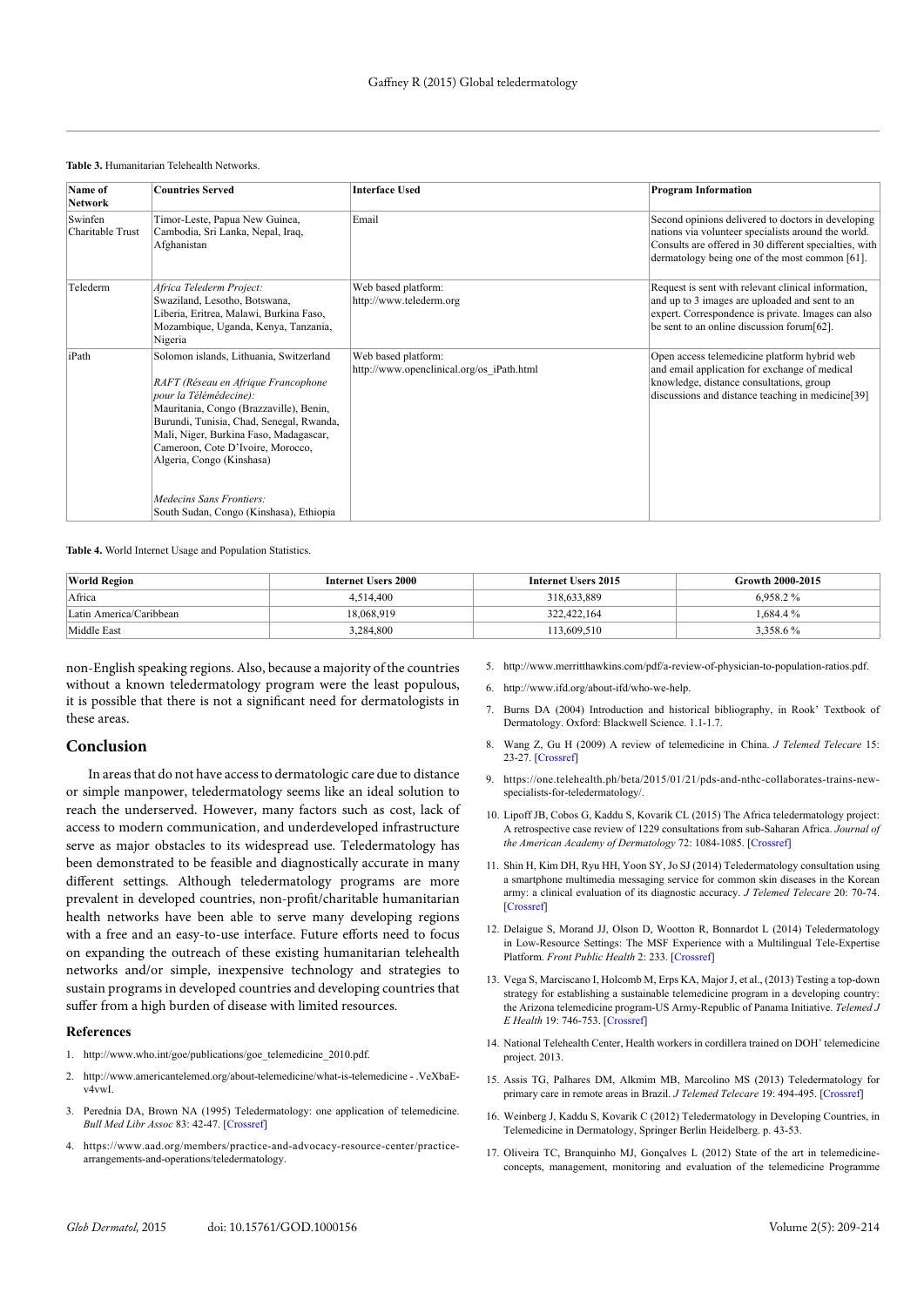**Table 3.** Humanitarian Telehealth Networks.

| Name of Network | Countries Served | Interface Used | Program Information |
|---|---|---|---|
| Swinfen Charitable Trust | Timor-Leste, Papua New Guinea, Cambodia, Sri Lanka, Nepal, Iraq, Afghanistan | Email | Second opinions delivered to doctors in developing nations via volunteer specialists around the world. Consults are offered in 30 different specialties, with dermatology being one of the most common [61]. |
| Telederm | *Africa Telederm Project:* Swaziland, Lesotho, Botswana, Liberia, Eritrea, Malawi, Burkina Faso, Mozambique, Uganda, Kenya, Tanzania, Nigeria | Web based platform: http://www.telederm.org | Request is sent with relevant clinical information, and up to 3 images are uploaded and sent to an expert. Correspondence is private. Images can also be sent to an online discussion forum[62]. |
| iPath | Solomon islands, Lithuania, Switzerland<br><br>*RAFT (Réseau en Afrique Francophone pour la Télémédecine):* Mauritania, Congo (Brazzaville), Benin, Burundi, Tunisia, Chad, Senegal, Rwanda, Mali, Niger, Burkina Faso, Madagascar, Cameroon, Cote D'Ivoire, Morocco, Algeria, Congo (Kinshasa)<br><br>*Medecins Sans Frontiers:* South Sudan, Congo (Kinshasa), Ethiopia | Web based platform: http://www.openclinical.org/os_iPath.html | Open access telemedicine platform hybrid web and email application for exchange of medical knowledge, distance consultations, group discussions and distance teaching in medicine[39] |

**Table 4.** World Internet Usage and Population Statistics.

| World Region | Internet Users 2000 | Internet Users 2015 | Growth 2000-2015 |
|---|---|---|---|
| Africa | 4,514,400 | 318,633,889 | 6,958.2 % |
| Latin America/Caribbean | 18,068,919 | 322,422,164 | 1,684.4 % |
| Middle East | 3,284,800 | 113,609,510 | 3,358.6 % |

non-English speaking regions. Also, because a majority of the countries without a known teledermatology program were the least populous, it is possible that there is not a significant need for dermatologists in these areas.

## Conclusion

In areas that do not have access to dermatologic care due to distance or simple manpower, teledermatology seems like an ideal solution to reach the underserved. However, many factors such as cost, lack of access to modern communication, and underdeveloped infrastructure serve as major obstacles to its widespread use. Teledermatology has been demonstrated to be feasible and diagnostically accurate in many different settings. Although teledermatology programs are more prevalent in developed countries, non-profit/charitable humanitarian health networks have been able to serve many developing regions with a free and an easy-to-use interface. Future efforts need to focus on expanding the outreach of these existing humanitarian telehealth networks and/or simple, inexpensive technology and strategies to sustain programs in developed countries and developing countries that suffer from a high burden of disease with limited resources.

### References

1. http://www.who.int/goe/publications/goe_telemedicine_2010.pdf.
2. http://www.americantelemed.org/about-telemedicine/what-is-telemedicine - .VeXbaE-v4vwI.
3. Perednia DA, Brown NA (1995) Teledermatology: one application of telemedicine. *Bull Med Libr Assoc* 83: 42-47. [Crossref]
4. https://www.aad.org/members/practice-and-advocacy-resource-center/practice-arrangements-and-operations/teledermatology.
5. http://www.merritthawkins.com/pdf/a-review-of-physician-to-population-ratios.pdf.
6. http://www.ifd.org/about-ifd/who-we-help.
7. Burns DA (2004) Introduction and historical bibliography, in Rook' Textbook of Dermatology. Oxford: Blackwell Science. 1.1-1.7.
8. Wang Z, Gu H (2009) A review of telemedicine in China. *J Telemed Telecare* 15: 23-27. [Crossref]
9. https://one.telehealth.ph/beta/2015/01/21/pds-and-nthc-collaborates-trains-new-specialists-for-teledermatology/.
10. Lipoff JB, Cobos G, Kaddu S, Kovarik CL (2015) The Africa teledermatology project: A retrospective case review of 1229 consultations from sub-Saharan Africa. *Journal of the American Academy of Dermatology* 72: 1084-1085. [Crossref]
11. Shin H, Kim DH, Ryu HH, Yoon SY, Jo SJ (2014) Teledermatology consultation using a smartphone multimedia messaging service for common skin diseases in the Korean army: a clinical evaluation of its diagnostic accuracy. *J Telemed Telecare* 20: 70-74. [Crossref]
12. Delaigue S, Morand JJ, Olson D, Wootton R, Bonnardot L (2014) Teledermatology in Low-Resource Settings: The MSF Experience with a Multilingual Tele-Expertise Platform. *Front Public Health* 2: 233. [Crossref]
13. Vega S, Marciscano I, Holcomb M, Erps KA, Major J, et al., (2013) Testing a top-down strategy for establishing a sustainable telemedicine program in a developing country: the Arizona telemedicine program-US Army-Republic of Panama Initiative. *Telemed J E Health* 19: 746-753. [Crossref]
14. National Telehealth Center, Health workers in cordillera trained on DOH' telemedicine project. 2013.
15. Assis TG, Palhares DM, Alkmim MB, Marcolino MS (2013) Teledermatology for primary care in remote areas in Brazil. *J Telemed Telecare* 19: 494-495. [Crossref]
16. Weinberg J, Kaddu S, Kovarik C (2012) Teledermatology in Developing Countries, in Telemedicine in Dermatology, Springer Berlin Heidelberg. p. 43-53.
17. Oliveira TC, Branquinho MJ, Gonçalves L (2012) State of the art in telemedicine-concepts, management, monitoring and evaluation of the telemedicine Programme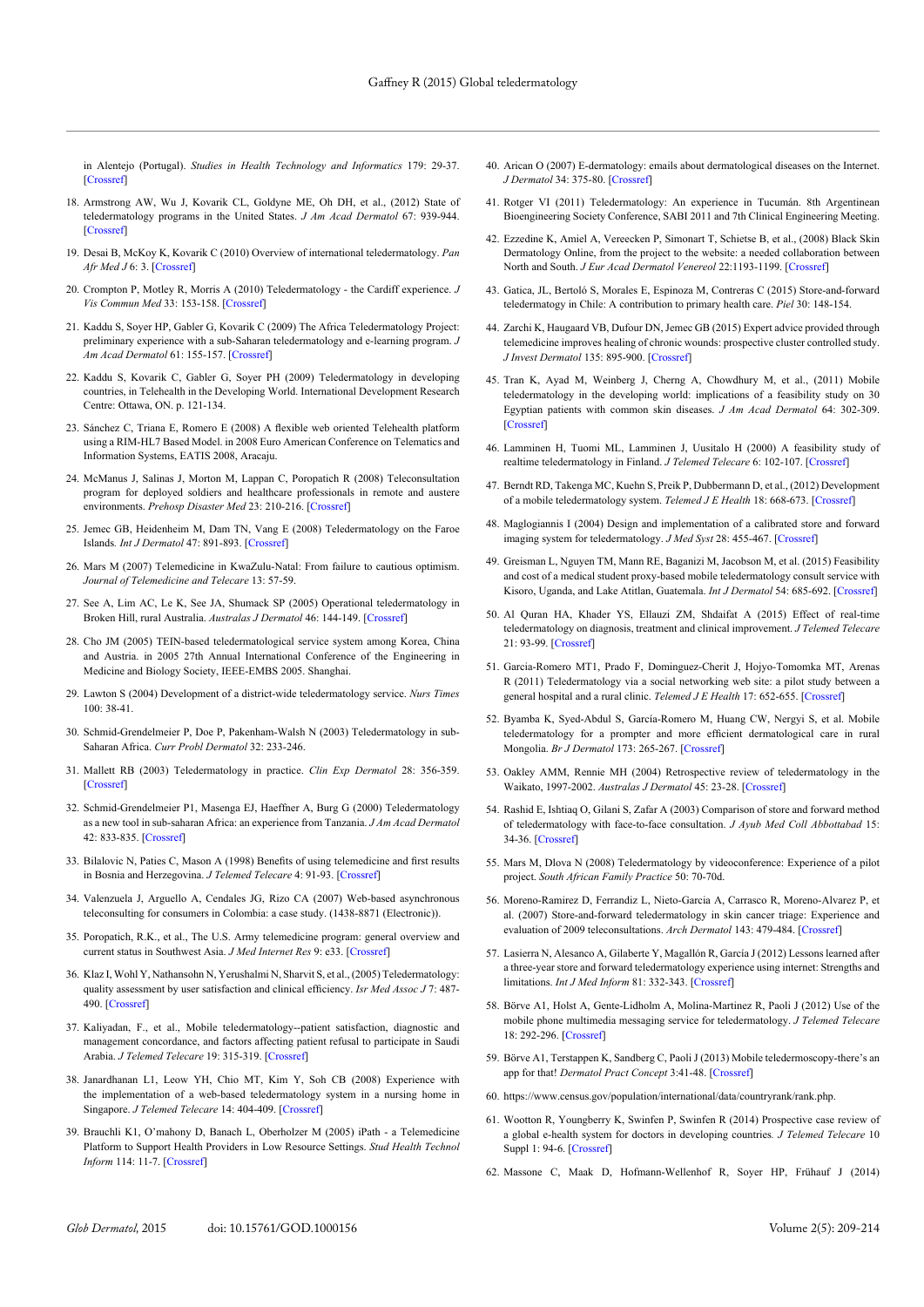in Alentejo (Portugal). *Studies in Health Technology and Informatics* 179: 29-37. [Crossref]

18. Armstrong AW, Wu J, Kovarik CL, Goldyne ME, Oh DH, et al., (2012) State of teledermatology programs in the United States. *J Am Acad Dermatol* 67: 939-944. [Crossref]

19. Desai B, McKoy K, Kovarik C (2010) Overview of international teledermatology. *Pan Afr Med J* 6: 3. [Crossref]

20. Crompton P, Motley R, Morris A (2010) Teledermatology - the Cardiff experience. *J Vis Commun Med* 33: 153-158. [Crossref]

21. Kaddu S, Soyer HP, Gabler G, Kovarik C (2009) The Africa Teledermatology Project: preliminary experience with a sub-Saharan teledermatology and e-learning program. *J Am Acad Dermatol* 61: 155-157. [Crossref]

22. Kaddu S, Kovarik C, Gabler G, Soyer PH (2009) Teledermatology in developing countries, in Telehealth in the Developing World. International Development Research Centre: Ottawa, ON. p. 121-134.

23. Sánchez C, Triana E, Romero E (2008) A flexible web oriented Telehealth platform using a RIM-HL7 Based Model. in 2008 Euro American Conference on Telematics and Information Systems, EATIS 2008, Aracaju.

24. McManus J, Salinas J, Morton M, Lappan C, Poropatich R (2008) Teleconsultation program for deployed soldiers and healthcare professionals in remote and austere environments. *Prehosp Disaster Med* 23: 210-216. [Crossref]

25. Jemec GB, Heidenheim M, Dam TN, Vang E (2008) Teledermatology on the Faroe Islands. *Int J Dermatol* 47: 891-893. [Crossref]

26. Mars M (2007) Telemedicine in KwaZulu-Natal: From failure to cautious optimism. *Journal of Telemedicine and Telecare* 13: 57-59.

27. See A, Lim AC, Le K, See JA, Shumack SP (2005) Operational teledermatology in Broken Hill, rural Australia. *Australas J Dermatol* 46: 144-149. [Crossref]

28. Cho JM (2005) TEIN-based teledermatological service system among Korea, China and Austria. in 2005 27th Annual International Conference of the Engineering in Medicine and Biology Society, IEEE-EMBS 2005. Shanghai.

29. Lawton S (2004) Development of a district-wide teledermatology service. *Nurs Times* 100: 38-41.

30. Schmid-Grendelmeier P, Doe P, Pakenham-Walsh N (2003) Teledermatology in sub-Saharan Africa. *Curr Probl Dermatol* 32: 233-246.

31. Mallett RB (2003) Teledermatology in practice. *Clin Exp Dermatol* 28: 356-359. [Crossref]

32. Schmid-Grendelmeier P1, Masenga EJ, Haeffner A, Burg G (2000) Teledermatology as a new tool in sub-saharan Africa: an experience from Tanzania. *J Am Acad Dermatol* 42: 833-835. [Crossref]

33. Bilalovic N, Paties C, Mason A (1998) Benefits of using telemedicine and first results in Bosnia and Herzegovina. *J Telemed Telecare* 4: 91-93. [Crossref]

34. Valenzuela J, Arguello A, Cendales JG, Rizo CA (2007) Web-based asynchronous teleconsulting for consumers in Colombia: a case study. (1438-8871 (Electronic)).

35. Poropatich, R.K., et al., The U.S. Army telemedicine program: general overview and current status in Southwest Asia. *J Med Internet Res* 9: e33. [Crossref]

36. Klaz I, Wohl Y, Nathansohn N, Yerushalmi N, Sharvit S, et al., (2005) Teledermatology: quality assessment by user satisfaction and clinical efficiency. *Isr Med Assoc J* 7: 487-490. [Crossref]

37. Kaliyadan, F., et al., Mobile teledermatology--patient satisfaction, diagnostic and management concordance, and factors affecting patient refusal to participate in Saudi Arabia. *J Telemed Telecare* 19: 315-319. [Crossref]

38. Janardhanan L1, Leow YH, Chio MT, Kim Y, Soh CB (2008) Experience with the implementation of a web-based teledermatology system in a nursing home in Singapore. *J Telemed Telecare* 14: 404-409. [Crossref]

39. Brauchli K1, O'mahony D, Banach L, Oberholzer M (2005) iPath - a Telemedicine Platform to Support Health Providers in Low Resource Settings. *Stud Health Technol Inform* 114: 11-7. [Crossref]

40. Arican O (2007) E-dermatology: emails about dermatological diseases on the Internet. *J Dermatol* 34: 375-80. [Crossref]

41. Rotger VI (2011) Teledermatology: An experience in Tucumán. 8th Argentinean Bioengineering Society Conference, SABI 2011 and 7th Clinical Engineering Meeting.

42. Ezzedine K, Amiel A, Vereecken P, Simonart T, Schietse B, et al., (2008) Black Skin Dermatology Online, from the project to the website: a needed collaboration between North and South. *J Eur Acad Dermatol Venereol* 22:1193-1199. [Crossref]

43. Gatica, JL, Bertoló S, Morales E, Espinoza M, Contreras C (2015) Store-and-forward teledermatogy in Chile: A contribution to primary health care. *Piel* 30: 148-154.

44. Zarchi K, Haugaard VB, Dufour DN, Jemec GB (2015) Expert advice provided through telemedicine improves healing of chronic wounds: prospective cluster controlled study. *J Invest Dermatol* 135: 895-900. [Crossref]

45. Tran K, Ayad M, Weinberg J, Cherng A, Chowdhury M, et al., (2011) Mobile teledermatology in the developing world: implications of a feasibility study on 30 Egyptian patients with common skin diseases. *J Am Acad Dermatol* 64: 302-309. [Crossref]

46. Lamminen H, Tuomi ML, Lamminen J, Uusitalo H (2000) A feasibility study of realtime teledermatology in Finland. *J Telemed Telecare* 6: 102-107. [Crossref]

47. Berndt RD, Takenga MC, Kuehn S, Preik P, Dubbermann D, et al., (2012) Development of a mobile teledermatology system. *Telemed J E Health* 18: 668-673. [Crossref]

48. Maglogiannis I (2004) Design and implementation of a calibrated store and forward imaging system for teledermatology. *J Med Syst* 28: 455-467. [Crossref]

49. Greisman L, Nguyen TM, Mann RE, Baganizi M, Jacobson M, et al. (2015) Feasibility and cost of a medical student proxy-based mobile teledermatology consult service with Kisoro, Uganda, and Lake Atitlan, Guatemala. *Int J Dermatol* 54: 685-692. [Crossref]

50. Al Quran HA, Khader YS, Ellauzi ZM, Shdaifat A (2015) Effect of real-time teledermatology on diagnosis, treatment and clinical improvement. *J Telemed Telecare* 21: 93-99. [Crossref]

51. Garcia-Romero MT1, Prado F, Dominguez-Cherit J, Hojyo-Tomomka MT, Arenas R (2011) Teledermatology via a social networking web site: a pilot study between a general hospital and a rural clinic. *Telemed J E Health* 17: 652-655. [Crossref]

52. Byamba K, Syed-Abdul S, García-Romero M, Huang CW, Nergyi S, et al. Mobile teledermatology for a prompter and more efficient dermatological care in rural Mongolia. *Br J Dermatol* 173: 265-267. [Crossref]

53. Oakley AMM, Rennie MH (2004) Retrospective review of teledermatology in the Waikato, 1997-2002. *Australas J Dermatol* 45: 23-28. [Crossref]

54. Rashid E, Ishtiaq O, Gilani S, Zafar A (2003) Comparison of store and forward method of teledermatology with face-to-face consultation. *J Ayub Med Coll Abbottabad* 15: 34-36. [Crossref]

55. Mars M, Dlova N (2008) Teledermatology by videoconference: Experience of a pilot project. *South African Family Practice* 50: 70-70d.

56. Moreno-Ramirez D, Ferrandiz L, Nieto-Garcia A, Carrasco R, Moreno-Alvarez P, et al. (2007) Store-and-forward teledermatology in skin cancer triage: Experience and evaluation of 2009 teleconsultations. *Arch Dermatol* 143: 479-484. [Crossref]

57. Lasierra N, Alesanco A, Gilaberte Y, Magallón R, García J (2012) Lessons learned after a three-year store and forward teledermatology experience using internet: Strengths and limitations. *Int J Med Inform* 81: 332-343. [Crossref]

58. Börve A1, Holst A, Gente-Lidholm A, Molina-Martinez R, Paoli J (2012) Use of the mobile phone multimedia messaging service for teledermatology. *J Telemed Telecare* 18: 292-296. [Crossref]

59. Börve A1, Terstappen K, Sandberg C, Paoli J (2013) Mobile teledermoscopy-there's an app for that! *Dermatol Pract Concept* 3:41-48. [Crossref]

60. https://www.census.gov/population/international/data/countryrank/rank.php.

61. Wootton R, Youngberry K, Swinfen P, Swinfen R (2014) Prospective case review of a global e-health system for doctors in developing countries. *J Telemed Telecare* 10 Suppl 1: 94-6. [Crossref]

62. Massone C, Maak D, Hofmann-Wellenhof R, Soyer HP, Frühauf J (2014)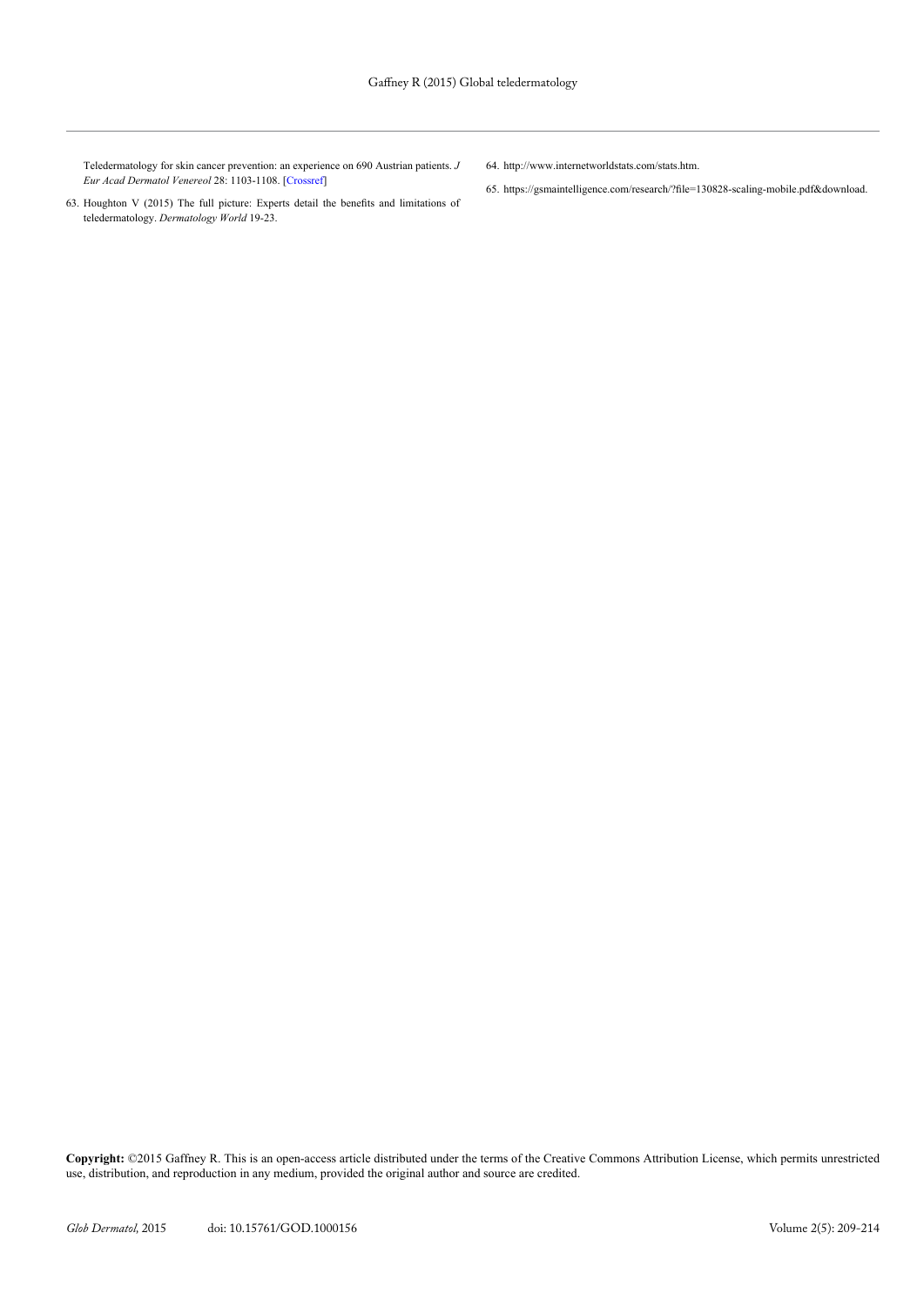Teledermatology for skin cancer prevention: an experience on 690 Austrian patients. *J Eur Acad Dermatol Venereol* 28: 1103-1108. [Crossref]

63. Houghton V (2015) The full picture: Experts detail the benefits and limitations of teledermatology. *Dermatology World* 19-23.

64. http://www.internetworldstats.com/stats.htm.

65. https://gsmaintelligence.com/research/?file=130828-scaling-mobile.pdf&download.

**Copyright:** ©2015 Gaffney R. This is an open-access article distributed under the terms of the Creative Commons Attribution License, which permits unrestricted use, distribution, and reproduction in any medium, provided the original author and source are credited.